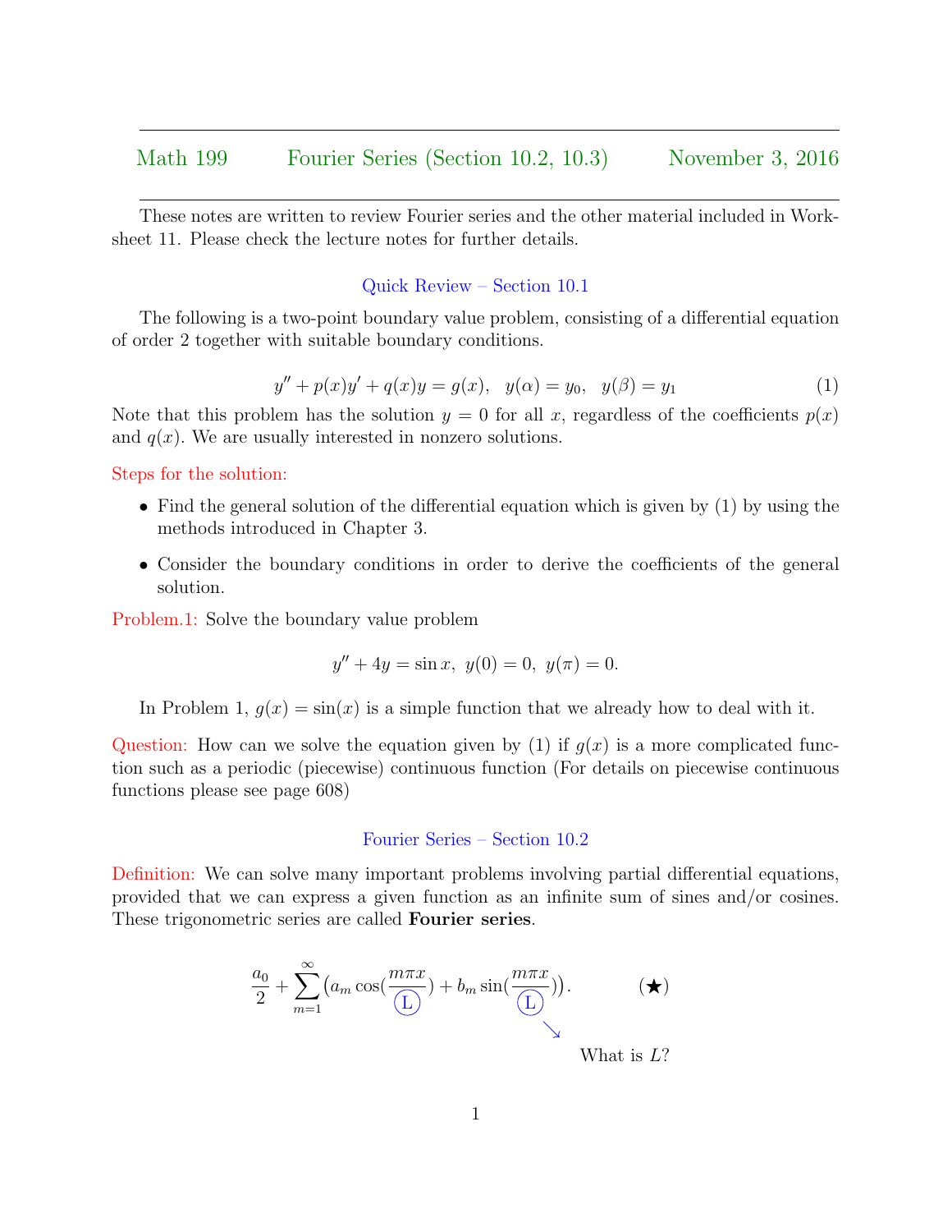Math 199 Fourier Series (Section 10.2, 10.3) November 3, 2016

---

These notes are written to review Fourier series and the other material included in Worksheet 11. Please check the lecture notes for further details.

## Quick Review – Section 10.1

The following is a two-point boundary value problem, consisting of a differential equation of order 2 together with suitable boundary conditions.

$$y'' + p(x)y' + q(x)y = g(x), \quad y(\alpha) = y_0, \quad y(\beta) = y_1 \tag{1}$$

Note that this problem has the solution $y = 0$ for all $x$, regardless of the coefficients $p(x)$ and $q(x)$. We are usually interested in nonzero solutions.

Steps for the solution:

- Find the general solution of the differential equation which is given by (1) by using the methods introduced in Chapter 3.
- Consider the boundary conditions in order to derive the coefficients of the general solution.

Problem.1: Solve the boundary value problem

$$y'' + 4y = \sin x, \; y(0) = 0, \; y(\pi) = 0.$$

In Problem 1, $g(x) = \sin(x)$ is a simple function that we already how to deal with it.

Question: How can we solve the equation given by (1) if $g(x)$ is a more complicated function such as a periodic (piecewise) continuous function (For details on piecewise continuous functions please see page 608)

## Fourier Series – Section 10.2

Definition: We can solve many important problems involving partial differential equations, provided that we can express a given function as an infinite sum of sines and/or cosines. These trigonometric series are called **Fourier series**.

$$\frac{a_0}{2} + \sum_{m=1}^{\infty}\left(a_m \cos\left(\frac{m\pi x}{L}\right) + b_m \sin\left(\frac{m\pi x}{L}\right)\right). \tag{$\bigstar$}$$

What is $L$?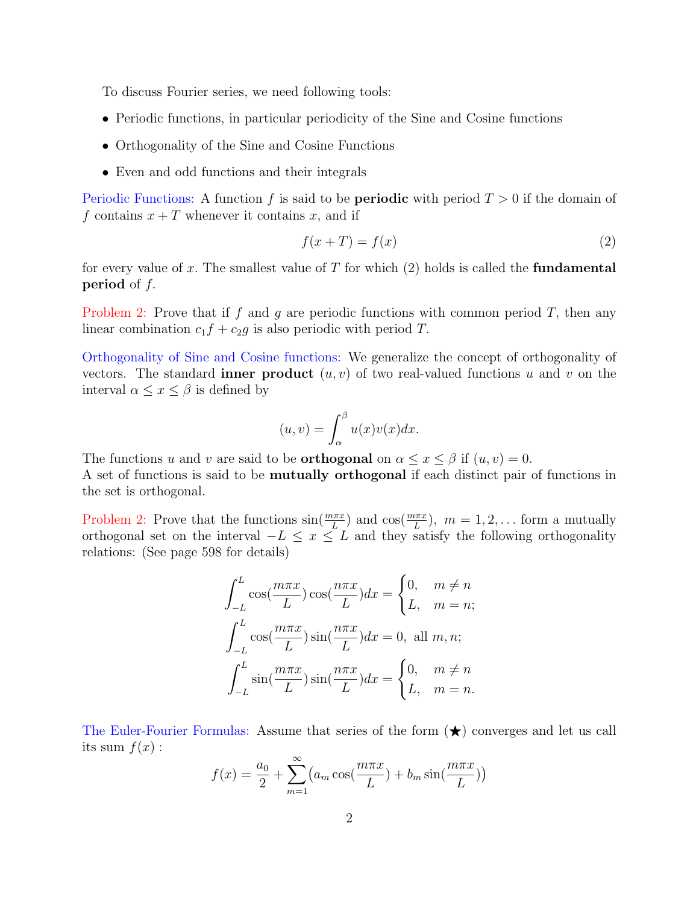To discuss Fourier series, we need following tools:

- Periodic functions, in particular periodicity of the Sine and Cosine functions
- Orthogonality of the Sine and Cosine Functions
- Even and odd functions and their integrals

Periodic Functions: A function $f$ is said to be **periodic** with period $T > 0$ if the domain of $f$ contains $x + T$ whenever it contains $x$, and if

$$f(x + T) = f(x) \tag{2}$$

for every value of $x$. The smallest value of $T$ for which (2) holds is called the **fundamental period** of $f$.

Problem 2: Prove that if $f$ and $g$ are periodic functions with common period $T$, then any linear combination $c_1 f + c_2 g$ is also periodic with period $T$.

Orthogonality of Sine and Cosine functions: We generalize the concept of orthogonality of vectors. The standard **inner product** $(u, v)$ of two real-valued functions $u$ and $v$ on the interval $\alpha \leq x \leq \beta$ is defined by

$$(u, v) = \int_{\alpha}^{\beta} u(x)v(x)dx.$$

The functions $u$ and $v$ are said to be **orthogonal** on $\alpha \leq x \leq \beta$ if $(u, v) = 0$.
A set of functions is said to be **mutually orthogonal** if each distinct pair of functions in the set is orthogonal.

Problem 2: Prove that the functions $\sin(\frac{m\pi x}{L})$ and $\cos(\frac{m\pi x}{L})$, $m = 1, 2, \ldots$ form a mutually orthogonal set on the interval $-L \leq x \leq L$ and they satisfy the following orthogonality relations: (See page 598 for details)

$$\int_{-L}^{L} \cos(\frac{m\pi x}{L}) \cos(\frac{n\pi x}{L}) dx = \begin{cases} 0, & m \neq n \\ L, & m = n; \end{cases}$$

$$\int_{-L}^{L} \cos(\frac{m\pi x}{L}) \sin(\frac{n\pi x}{L}) dx = 0, \text{ all } m, n;$$

$$\int_{-L}^{L} \sin(\frac{m\pi x}{L}) \sin(\frac{n\pi x}{L}) dx = \begin{cases} 0, & m \neq n \\ L, & m = n. \end{cases}$$

The Euler-Fourier Formulas: Assume that series of the form ($\bigstar$) converges and let us call its sum $f(x)$ :

$$f(x) = \frac{a_0}{2} + \sum_{m=1}^{\infty} \left( a_m \cos(\frac{m\pi x}{L}) + b_m \sin(\frac{m\pi x}{L}) \right)$$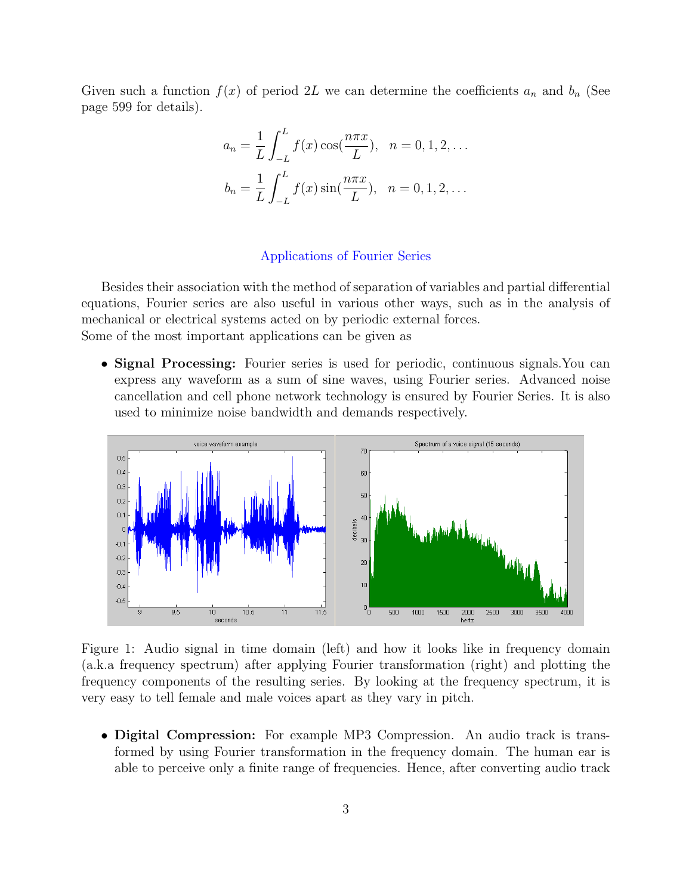Given such a function $f(x)$ of period $2L$ we can determine the coefficients $a_n$ and $b_n$ (See page 599 for details).

$$a_n = \frac{1}{L}\int_{-L}^{L} f(x)\cos(\frac{n\pi x}{L}), \quad n = 0, 1, 2, \ldots$$

$$b_n = \frac{1}{L}\int_{-L}^{L} f(x)\sin(\frac{n\pi x}{L}), \quad n = 0, 1, 2, \ldots$$

## Applications of Fourier Series

Besides their association with the method of separation of variables and partial differential equations, Fourier series are also useful in various other ways, such as in the analysis of mechanical or electrical systems acted on by periodic external forces.
Some of the most important applications can be given as

- **Signal Processing:** Fourier series is used for periodic, continuous signals.You can express any waveform as a sum of sine waves, using Fourier series. Advanced noise cancellation and cell phone network technology is ensured by Fourier Series. It is also used to minimize noise bandwidth and demands respectively.

Figure 1: Audio signal in time domain (left) and how it looks like in frequency domain (a.k.a frequency spectrum) after applying Fourier transformation (right) and plotting the frequency components of the resulting series. By looking at the frequency spectrum, it is very easy to tell female and male voices apart as they vary in pitch.

- **Digital Compression:** For example MP3 Compression. An audio track is transformed by using Fourier transformation in the frequency domain. The human ear is able to perceive only a finite range of frequencies. Hence, after converting audio track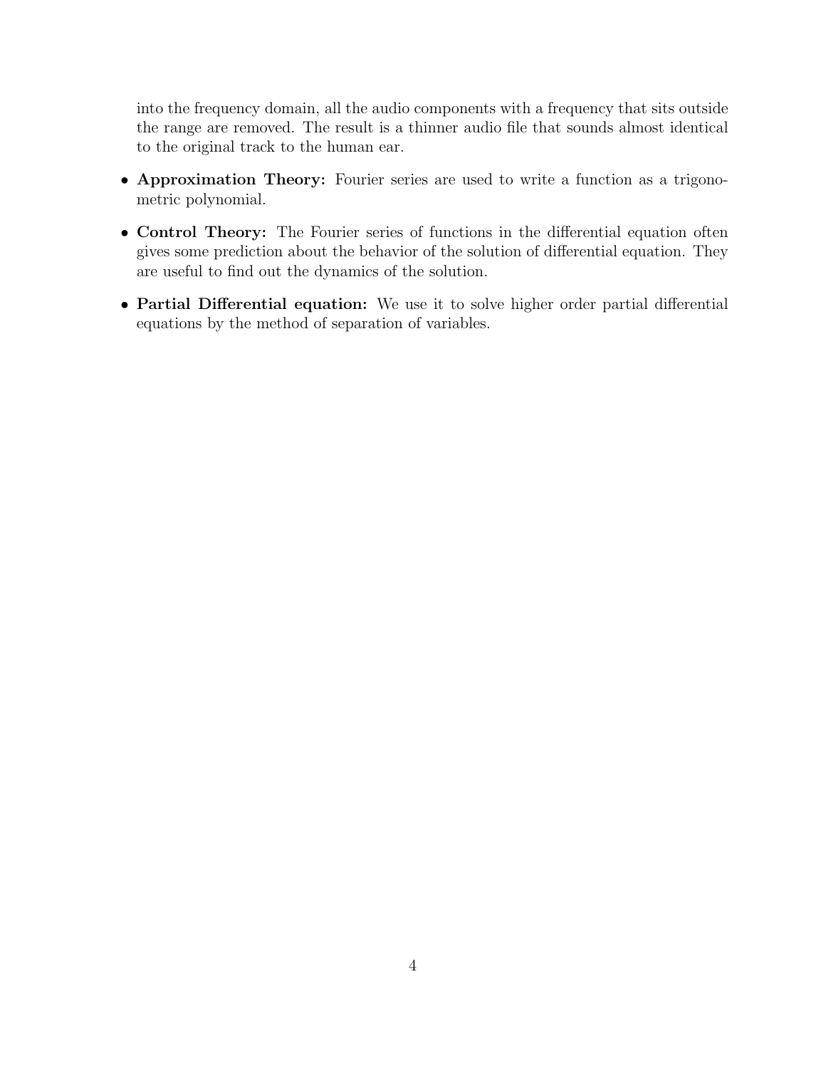into the frequency domain, all the audio components with a frequency that sits outside the range are removed. The result is a thinner audio file that sounds almost identical to the original track to the human ear.

- **Approximation Theory:** Fourier series are used to write a function as a trigonometric polynomial.
- **Control Theory:** The Fourier series of functions in the differential equation often gives some prediction about the behavior of the solution of differential equation. They are useful to find out the dynamics of the solution.
- **Partial Differential equation:** We use it to solve higher order partial differential equations by the method of separation of variables.